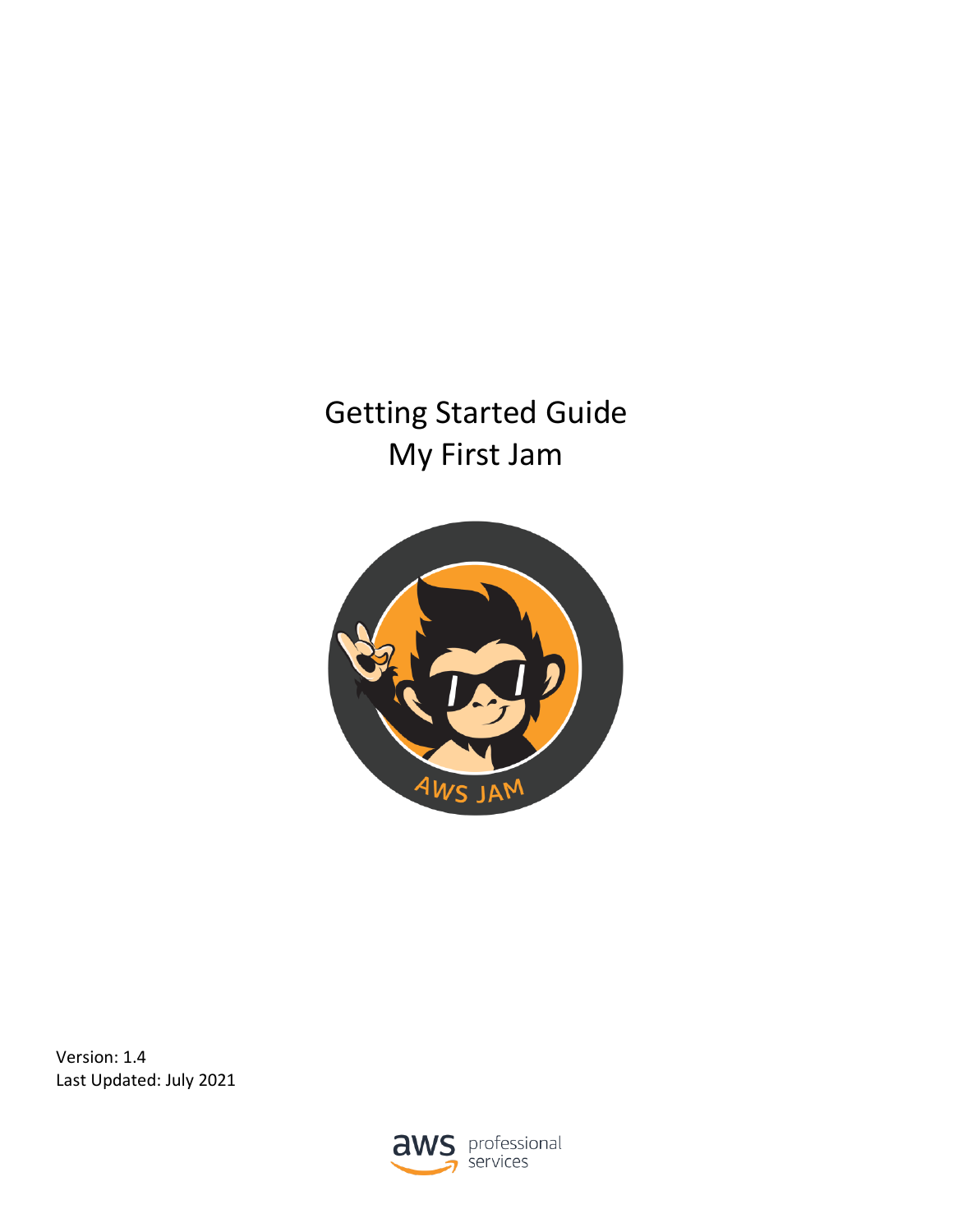# Getting Started Guide
# My First Jam

Version: 1.4
Last Updated: July 2021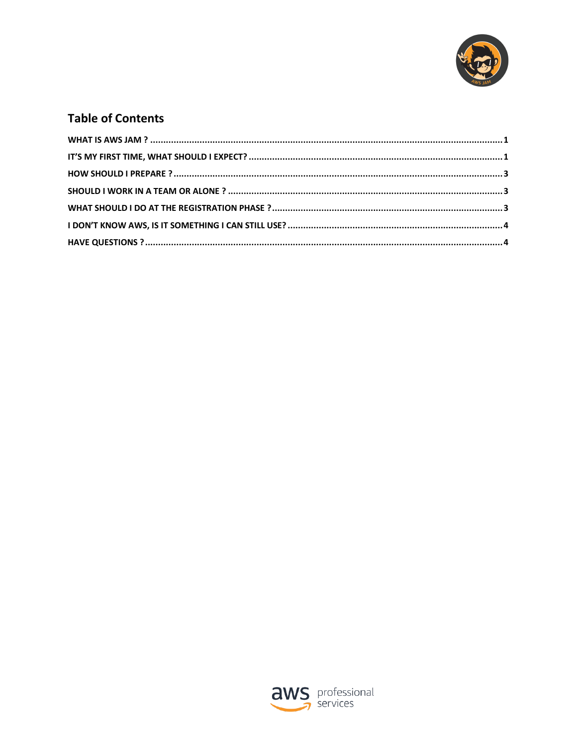## Table of Contents

WHAT IS AWS JAM ? .......... 1

IT'S MY FIRST TIME, WHAT SHOULD I EXPECT? .......... 1

HOW SHOULD I PREPARE ? .......... 3

SHOULD I WORK IN A TEAM OR ALONE ? .......... 3

WHAT SHOULD I DO AT THE REGISTRATION PHASE ? .......... 3

I DON'T KNOW AWS, IS IT SOMETHING I CAN STILL USE? .......... 4

HAVE QUESTIONS ? .......... 4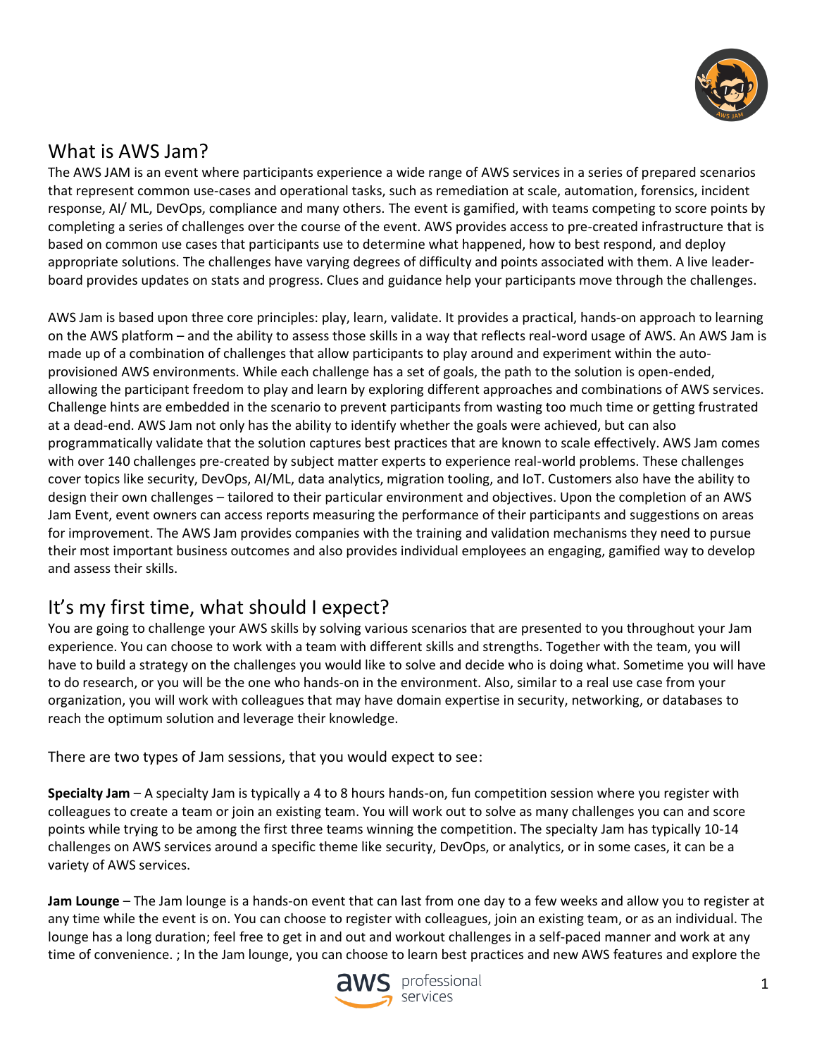## What is AWS Jam?

The AWS JAM is an event where participants experience a wide range of AWS services in a series of prepared scenarios that represent common use-cases and operational tasks, such as remediation at scale, automation, forensics, incident response, AI/ ML, DevOps, compliance and many others. The event is gamified, with teams competing to score points by completing a series of challenges over the course of the event. AWS provides access to pre-created infrastructure that is based on common use cases that participants use to determine what happened, how to best respond, and deploy appropriate solutions. The challenges have varying degrees of difficulty and points associated with them. A live leader-board provides updates on stats and progress. Clues and guidance help your participants move through the challenges.

AWS Jam is based upon three core principles: play, learn, validate. It provides a practical, hands-on approach to learning on the AWS platform – and the ability to assess those skills in a way that reflects real-word usage of AWS. An AWS Jam is made up of a combination of challenges that allow participants to play around and experiment within the auto-provisioned AWS environments. While each challenge has a set of goals, the path to the solution is open-ended, allowing the participant freedom to play and learn by exploring different approaches and combinations of AWS services. Challenge hints are embedded in the scenario to prevent participants from wasting too much time or getting frustrated at a dead-end. AWS Jam not only has the ability to identify whether the goals were achieved, but can also programmatically validate that the solution captures best practices that are known to scale effectively. AWS Jam comes with over 140 challenges pre-created by subject matter experts to experience real-world problems. These challenges cover topics like security, DevOps, AI/ML, data analytics, migration tooling, and IoT. Customers also have the ability to design their own challenges – tailored to their particular environment and objectives. Upon the completion of an AWS Jam Event, event owners can access reports measuring the performance of their participants and suggestions on areas for improvement. The AWS Jam provides companies with the training and validation mechanisms they need to pursue their most important business outcomes and also provides individual employees an engaging, gamified way to develop and assess their skills.

## It's my first time, what should I expect?

You are going to challenge your AWS skills by solving various scenarios that are presented to you throughout your Jam experience. You can choose to work with a team with different skills and strengths. Together with the team, you will have to build a strategy on the challenges you would like to solve and decide who is doing what. Sometime you will have to do research, or you will be the one who hands-on in the environment. Also, similar to a real use case from your organization, you will work with colleagues that may have domain expertise in security, networking, or databases to reach the optimum solution and leverage their knowledge.

There are two types of Jam sessions, that you would expect to see:

**Specialty Jam** – A specialty Jam is typically a 4 to 8 hours hands-on, fun competition session where you register with colleagues to create a team or join an existing team. You will work out to solve as many challenges you can and score points while trying to be among the first three teams winning the competition. The specialty Jam has typically 10-14 challenges on AWS services around a specific theme like security, DevOps, or analytics, or in some cases, it can be a variety of AWS services.

**Jam Lounge** – The Jam lounge is a hands-on event that can last from one day to a few weeks and allow you to register at any time while the event is on. You can choose to register with colleagues, join an existing team, or as an individual. The lounge has a long duration; feel free to get in and out and workout challenges in a self-paced manner and work at any time of convenience. ; In the Jam lounge, you can choose to learn best practices and new AWS features and explore the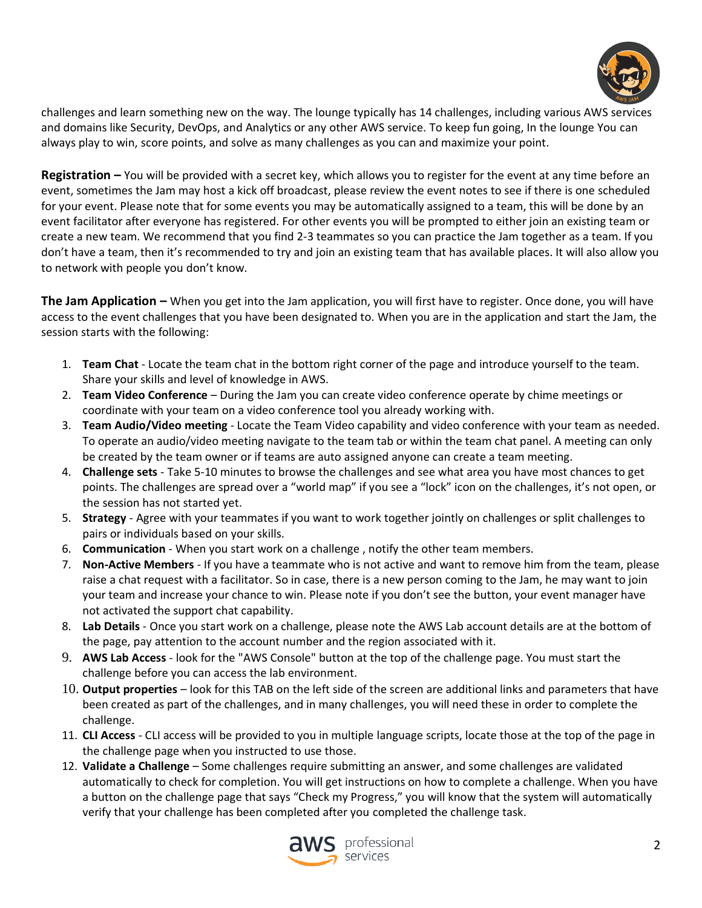challenges and learn something new on the way. The lounge typically has 14 challenges, including various AWS services and domains like Security, DevOps, and Analytics or any other AWS service. To keep fun going, In the lounge You can always play to win, score points, and solve as many challenges as you can and maximize your point.

**Registration –** You will be provided with a secret key, which allows you to register for the event at any time before an event, sometimes the Jam may host a kick off broadcast, please review the event notes to see if there is one scheduled for your event. Please note that for some events you may be automatically assigned to a team, this will be done by an event facilitator after everyone has registered. For other events you will be prompted to either join an existing team or create a new team. We recommend that you find 2-3 teammates so you can practice the Jam together as a team. If you don't have a team, then it's recommended to try and join an existing team that has available places. It will also allow you to network with people you don't know.

**The Jam Application –** When you get into the Jam application, you will first have to register. Once done, you will have access to the event challenges that you have been designated to. When you are in the application and start the Jam, the session starts with the following:

1. **Team Chat** - Locate the team chat in the bottom right corner of the page and introduce yourself to the team. Share your skills and level of knowledge in AWS.
2. **Team Video Conference** – During the Jam you can create video conference operate by chime meetings or coordinate with your team on a video conference tool you already working with.
3. **Team Audio/Video meeting** - Locate the Team Video capability and video conference with your team as needed. To operate an audio/video meeting navigate to the team tab or within the team chat panel. A meeting can only be created by the team owner or if teams are auto assigned anyone can create a team meeting.
4. **Challenge sets** - Take 5-10 minutes to browse the challenges and see what area you have most chances to get points. The challenges are spread over a "world map" if you see a "lock" icon on the challenges, it's not open, or the session has not started yet.
5. **Strategy** - Agree with your teammates if you want to work together jointly on challenges or split challenges to pairs or individuals based on your skills.
6. **Communication** - When you start work on a challenge , notify the other team members.
7. **Non-Active Members** - If you have a teammate who is not active and want to remove him from the team, please raise a chat request with a facilitator. So in case, there is a new person coming to the Jam, he may want to join your team and increase your chance to win. Please note if you don't see the button, your event manager have not activated the support chat capability.
8. **Lab Details** - Once you start work on a challenge, please note the AWS Lab account details are at the bottom of the page, pay attention to the account number and the region associated with it.
9. **AWS Lab Access** - look for the "AWS Console" button at the top of the challenge page. You must start the challenge before you can access the lab environment.
10. **Output properties** – look for this TAB on the left side of the screen are additional links and parameters that have been created as part of the challenges, and in many challenges, you will need these in order to complete the challenge.
11. **CLI Access** - CLI access will be provided to you in multiple language scripts, locate those at the top of the page in the challenge page when you instructed to use those.
12. **Validate a Challenge** – Some challenges require submitting an answer, and some challenges are validated automatically to check for completion. You will get instructions on how to complete a challenge. When you have a button on the challenge page that says "Check my Progress," you will know that the system will automatically verify that your challenge has been completed after you completed the challenge task.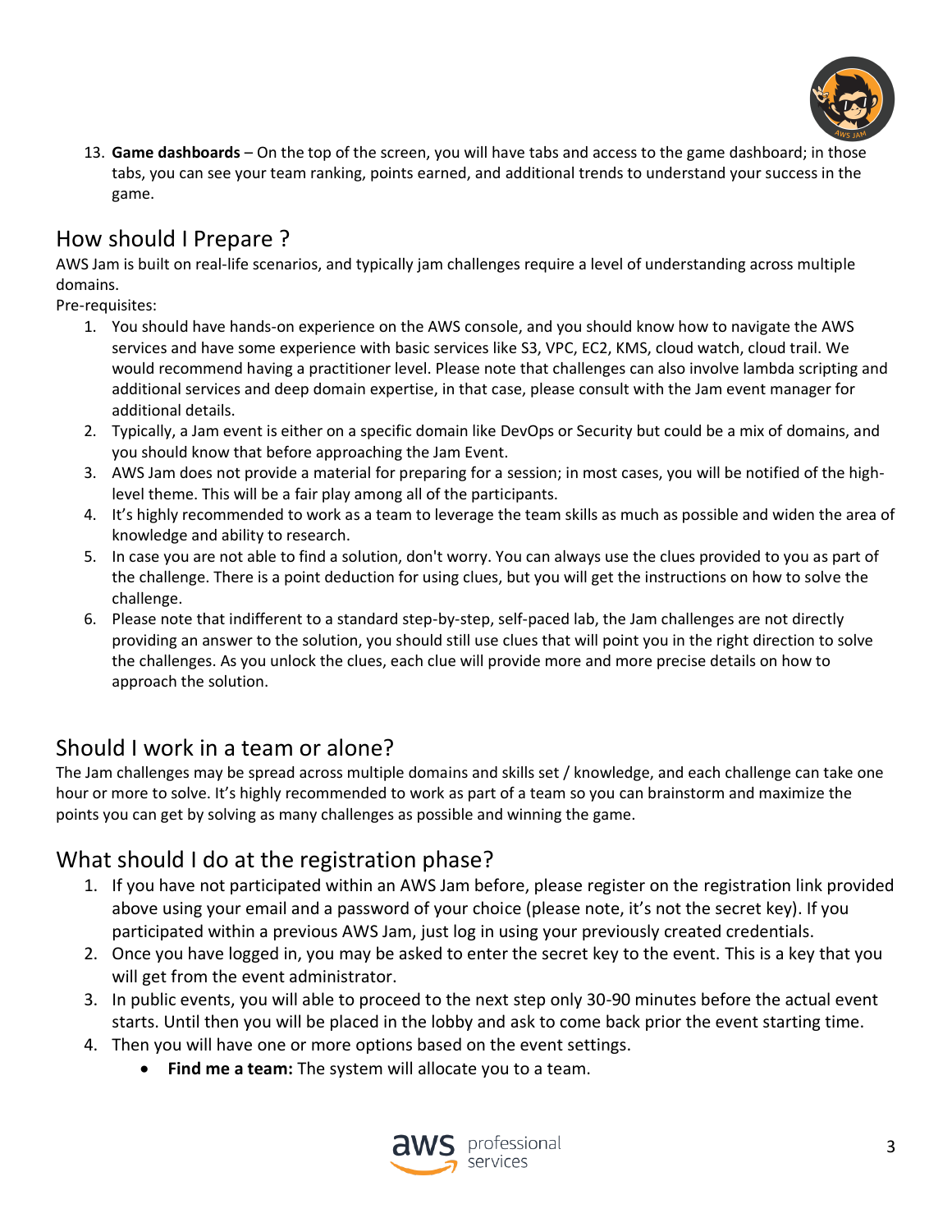13. **Game dashboards** – On the top of the screen, you will have tabs and access to the game dashboard; in those tabs, you can see your team ranking, points earned, and additional trends to understand your success in the game.

## How should I Prepare ?

AWS Jam is built on real-life scenarios, and typically jam challenges require a level of understanding across multiple domains.

Pre-requisites:

1. You should have hands-on experience on the AWS console, and you should know how to navigate the AWS services and have some experience with basic services like S3, VPC, EC2, KMS, cloud watch, cloud trail. We would recommend having a practitioner level. Please note that challenges can also involve lambda scripting and additional services and deep domain expertise, in that case, please consult with the Jam event manager for additional details.
2. Typically, a Jam event is either on a specific domain like DevOps or Security but could be a mix of domains, and you should know that before approaching the Jam Event.
3. AWS Jam does not provide a material for preparing for a session; in most cases, you will be notified of the high-level theme. This will be a fair play among all of the participants.
4. It's highly recommended to work as a team to leverage the team skills as much as possible and widen the area of knowledge and ability to research.
5. In case you are not able to find a solution, don't worry. You can always use the clues provided to you as part of the challenge. There is a point deduction for using clues, but you will get the instructions on how to solve the challenge.
6. Please note that indifferent to a standard step-by-step, self-paced lab, the Jam challenges are not directly providing an answer to the solution, you should still use clues that will point you in the right direction to solve the challenges. As you unlock the clues, each clue will provide more and more precise details on how to approach the solution.

## Should I work in a team or alone?

The Jam challenges may be spread across multiple domains and skills set / knowledge, and each challenge can take one hour or more to solve. It's highly recommended to work as part of a team so you can brainstorm and maximize the points you can get by solving as many challenges as possible and winning the game.

## What should I do at the registration phase?

1. If you have not participated within an AWS Jam before, please register on the registration link provided above using your email and a password of your choice (please note, it's not the secret key). If you participated within a previous AWS Jam, just log in using your previously created credentials.
2. Once you have logged in, you may be asked to enter the secret key to the event. This is a key that you will get from the event administrator.
3. In public events, you will able to proceed to the next step only 30-90 minutes before the actual event starts. Until then you will be placed in the lobby and ask to come back prior the event starting time.
4. Then you will have one or more options based on the event settings.
    - **Find me a team:** The system will allocate you to a team.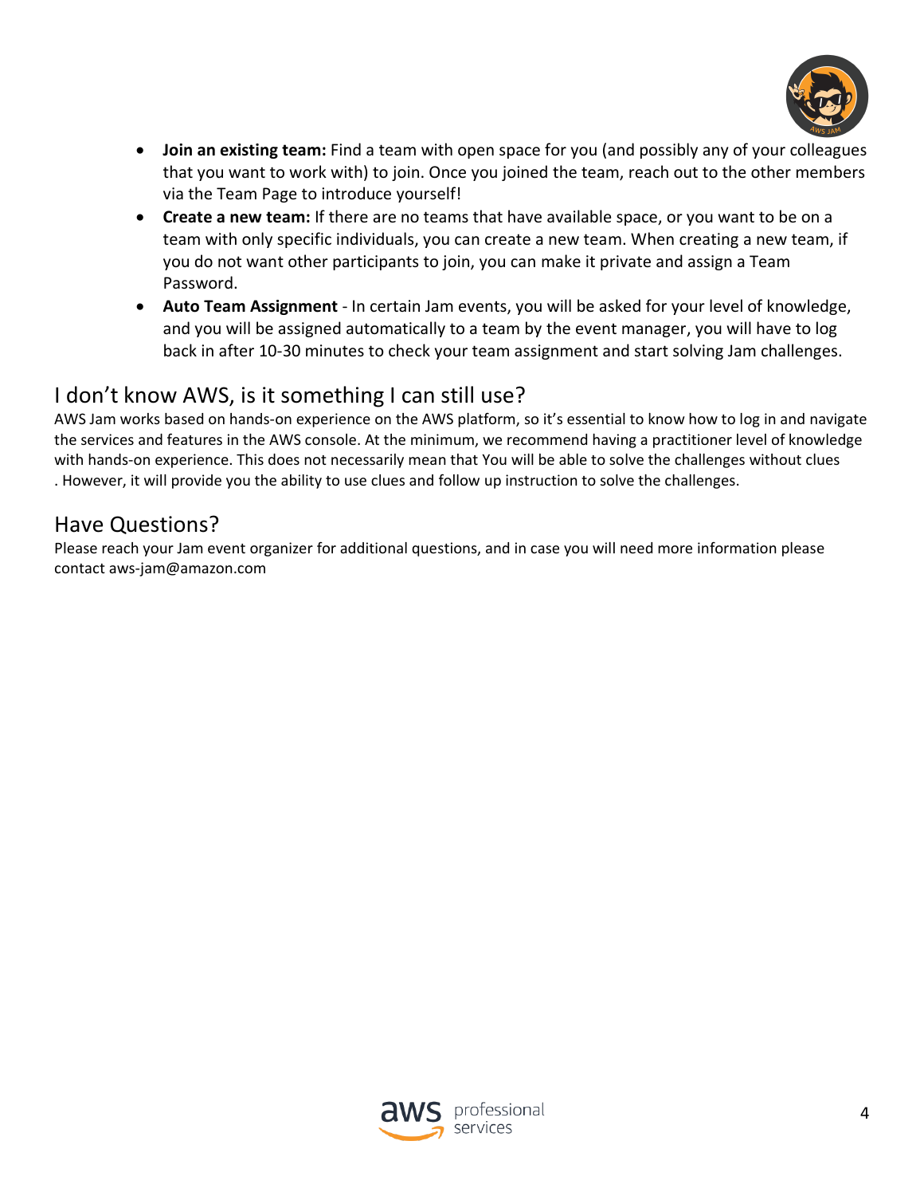- **Join an existing team:** Find a team with open space for you (and possibly any of your colleagues that you want to work with) to join. Once you joined the team, reach out to the other members via the Team Page to introduce yourself!
- **Create a new team:** If there are no teams that have available space, or you want to be on a team with only specific individuals, you can create a new team. When creating a new team, if you do not want other participants to join, you can make it private and assign a Team Password.
- **Auto Team Assignment** - In certain Jam events, you will be asked for your level of knowledge, and you will be assigned automatically to a team by the event manager, you will have to log back in after 10-30 minutes to check your team assignment and start solving Jam challenges.

## I don't know AWS, is it something I can still use?

AWS Jam works based on hands-on experience on the AWS platform, so it's essential to know how to log in and navigate the services and features in the AWS console. At the minimum, we recommend having a practitioner level of knowledge with hands-on experience. This does not necessarily mean that You will be able to solve the challenges without clues . However, it will provide you the ability to use clues and follow up instruction to solve the challenges.

## Have Questions?

Please reach your Jam event organizer for additional questions, and in case you will need more information please contact aws-jam@amazon.com